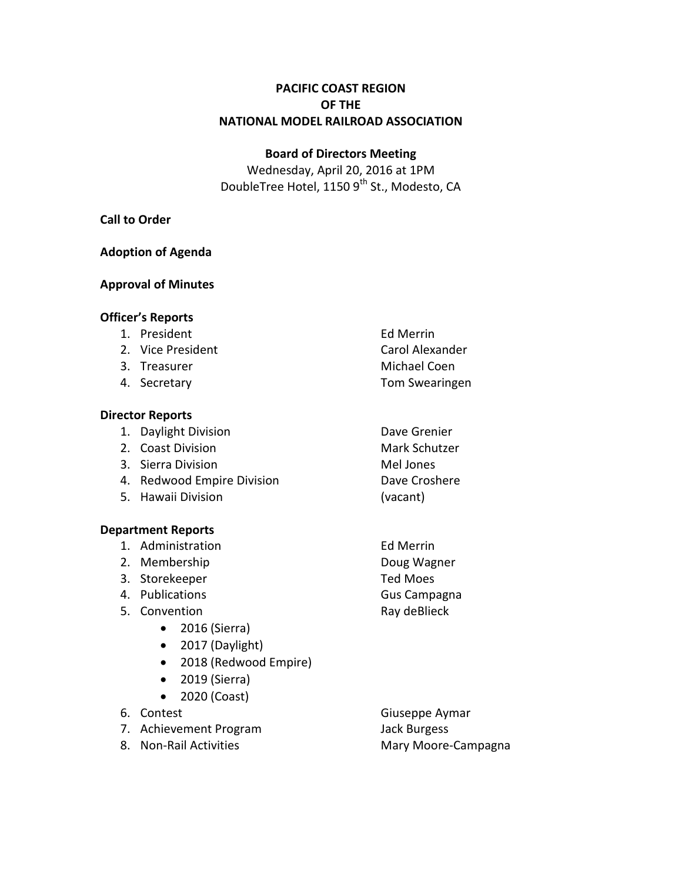# PACIFIC COAST REGION
# OF THE
# NATIONAL MODEL RAILROAD ASSOCIATION

## Board of Directors Meeting

Wednesday, April 20, 2016 at 1PM
DoubleTree Hotel, 1150 9th St., Modesto, CA

**Call to Order**

**Adoption of Agenda**

**Approval of Minutes**

**Officer's Reports**

1. President — Ed Merrin
2. Vice President — Carol Alexander
3. Treasurer — Michael Coen
4. Secretary — Tom Swearingen

**Director Reports**

1. Daylight Division — Dave Grenier
2. Coast Division — Mark Schutzer
3. Sierra Division — Mel Jones
4. Redwood Empire Division — Dave Croshere
5. Hawaii Division — (vacant)

**Department Reports**

1. Administration — Ed Merrin
2. Membership — Doug Wagner
3. Storekeeper — Ted Moes
4. Publications — Gus Campagna
5. Convention — Ray deBlieck
   - 2016 (Sierra)
   - 2017 (Daylight)
   - 2018 (Redwood Empire)
   - 2019 (Sierra)
   - 2020 (Coast)
6. Contest — Giuseppe Aymar
7. Achievement Program — Jack Burgess
8. Non-Rail Activities — Mary Moore-Campagna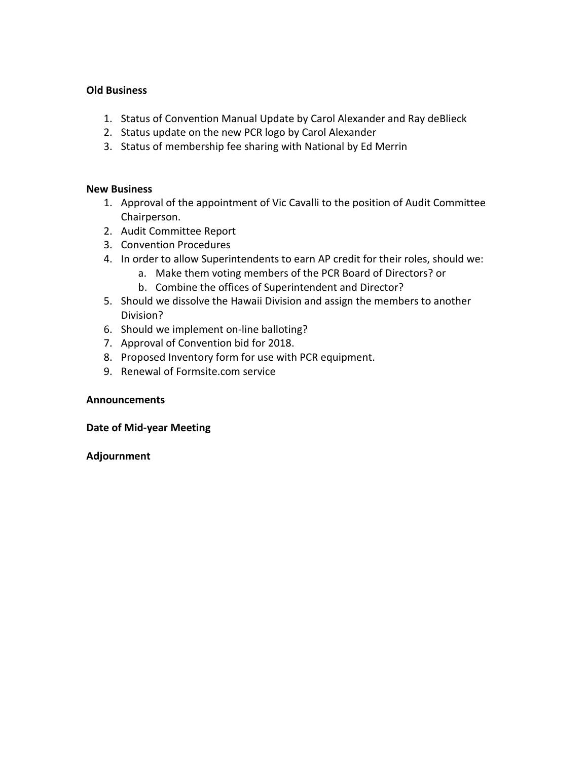**Old Business**

1. Status of Convention Manual Update by Carol Alexander and Ray deBlieck
2. Status update on the new PCR logo by Carol Alexander
3. Status of membership fee sharing with National by Ed Merrin

**New Business**

1. Approval of the appointment of Vic Cavalli to the position of Audit Committee Chairperson.
2. Audit Committee Report
3. Convention Procedures
4. In order to allow Superintendents to earn AP credit for their roles, should we:
   a. Make them voting members of the PCR Board of Directors? or
   b. Combine the offices of Superintendent and Director?
5. Should we dissolve the Hawaii Division and assign the members to another Division?
6. Should we implement on-line balloting?
7. Approval of Convention bid for 2018.
8. Proposed Inventory form for use with PCR equipment.
9. Renewal of Formsite.com service

**Announcements**

**Date of Mid-year Meeting**

**Adjournment**